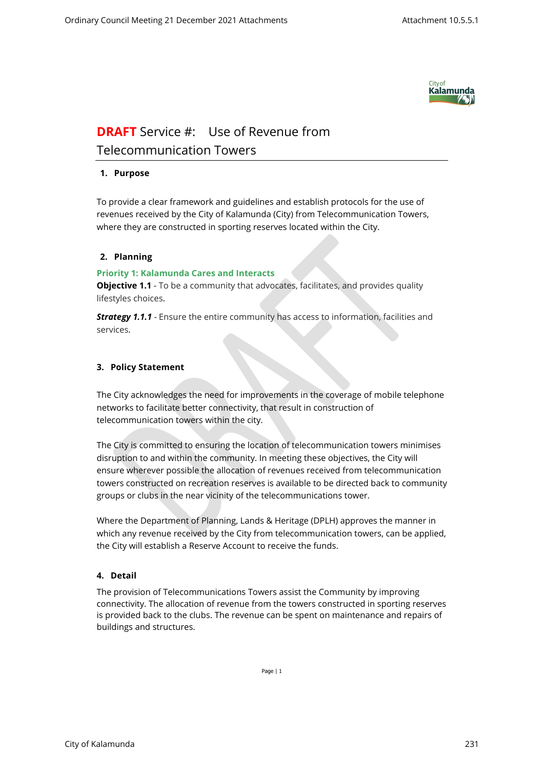# **DRAFT** Service #: Use of Revenue from Telecommunication Towers

## 1. Purpose

To provide a clear framework and guidelines and establish protocols for the use of revenues received by the City of Kalamunda (City) from Telecommunication Towers, where they are constructed in sporting reserves located within the City.

## 2. Planning

**Priority 1: Kalamunda Cares and Interacts**

**Objective 1.1** - To be a community that advocates, facilitates, and provides quality lifestyles choices.

***Strategy 1.1.1*** - Ensure the entire community has access to information, facilities and services.

## 3. Policy Statement

The City acknowledges the need for improvements in the coverage of mobile telephone networks to facilitate better connectivity, that result in construction of telecommunication towers within the city.

The City is committed to ensuring the location of telecommunication towers minimises disruption to and within the community. In meeting these objectives, the City will ensure wherever possible the allocation of revenues received from telecommunication towers constructed on recreation reserves is available to be directed back to community groups or clubs in the near vicinity of the telecommunications tower.

Where the Department of Planning, Lands & Heritage (DPLH) approves the manner in which any revenue received by the City from telecommunication towers, can be applied, the City will establish a Reserve Account to receive the funds.

## 4. Detail

The provision of Telecommunications Towers assist the Community by improving connectivity. The allocation of revenue from the towers constructed in sporting reserves is provided back to the clubs. The revenue can be spent on maintenance and repairs of buildings and structures.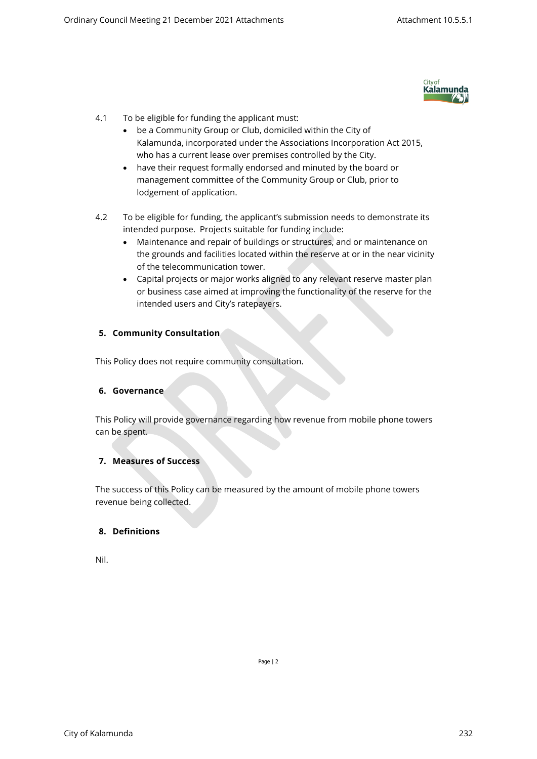4.1 To be eligible for funding the applicant must:

- be a Community Group or Club, domiciled within the City of Kalamunda, incorporated under the Associations Incorporation Act 2015, who has a current lease over premises controlled by the City.
- have their request formally endorsed and minuted by the board or management committee of the Community Group or Club, prior to lodgement of application.

4.2 To be eligible for funding, the applicant's submission needs to demonstrate its intended purpose. Projects suitable for funding include:

- Maintenance and repair of buildings or structures, and or maintenance on the grounds and facilities located within the reserve at or in the near vicinity of the telecommunication tower.
- Capital projects or major works aligned to any relevant reserve master plan or business case aimed at improving the functionality of the reserve for the intended users and City's ratepayers.

## 5. Community Consultation

This Policy does not require community consultation.

## 6. Governance

This Policy will provide governance regarding how revenue from mobile phone towers can be spent.

## 7. Measures of Success

The success of this Policy can be measured by the amount of mobile phone towers revenue being collected.

## 8. Definitions

Nil.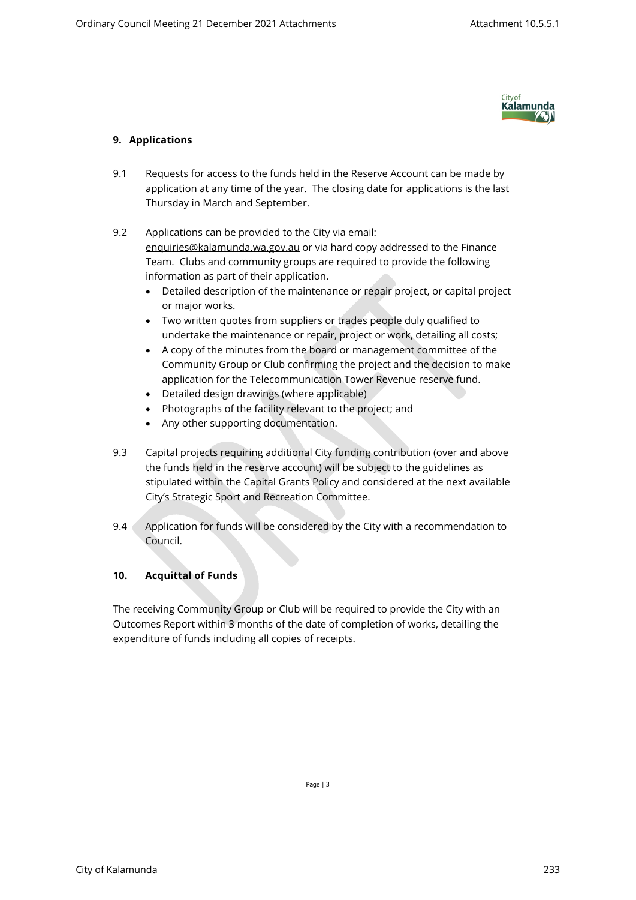## 9. Applications

9.1 Requests for access to the funds held in the Reserve Account can be made by application at any time of the year. The closing date for applications is the last Thursday in March and September.

9.2 Applications can be provided to the City via email: enquiries@kalamunda.wa.gov.au or via hard copy addressed to the Finance Team. Clubs and community groups are required to provide the following information as part of their application.

- Detailed description of the maintenance or repair project, or capital project or major works.
- Two written quotes from suppliers or trades people duly qualified to undertake the maintenance or repair, project or work, detailing all costs;
- A copy of the minutes from the board or management committee of the Community Group or Club confirming the project and the decision to make application for the Telecommunication Tower Revenue reserve fund.
- Detailed design drawings (where applicable)
- Photographs of the facility relevant to the project; and
- Any other supporting documentation.

9.3 Capital projects requiring additional City funding contribution (over and above the funds held in the reserve account) will be subject to the guidelines as stipulated within the Capital Grants Policy and considered at the next available City's Strategic Sport and Recreation Committee.

9.4 Application for funds will be considered by the City with a recommendation to Council.

## 10. Acquittal of Funds

The receiving Community Group or Club will be required to provide the City with an Outcomes Report within 3 months of the date of completion of works, detailing the expenditure of funds including all copies of receipts.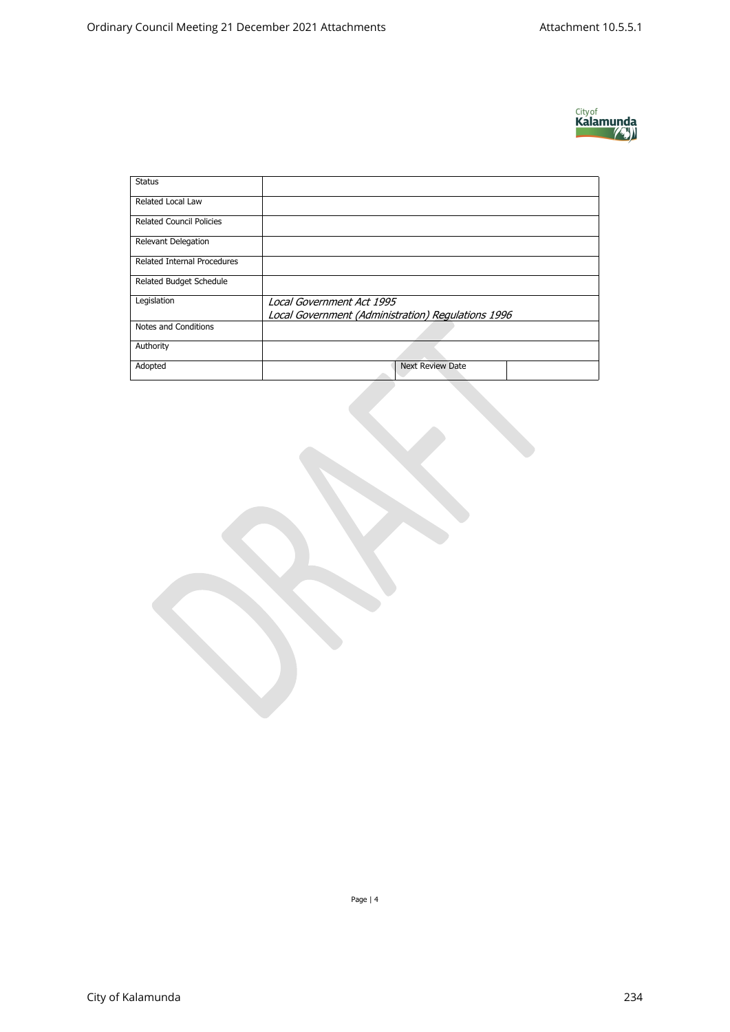| | | | |
|---|---|---|---|
| Status | | | |
| Related Local Law | | | |
| Related Council Policies | | | |
| Relevant Delegation | | | |
| Related Internal Procedures | | | |
| Related Budget Schedule | | | |
| Legislation | *Local Government Act 1995*<br>*Local Government (Administration) Regulations 1996* | | |
| Notes and Conditions | | | |
| Authority | | | |
| Adopted | | Next Review Date | |